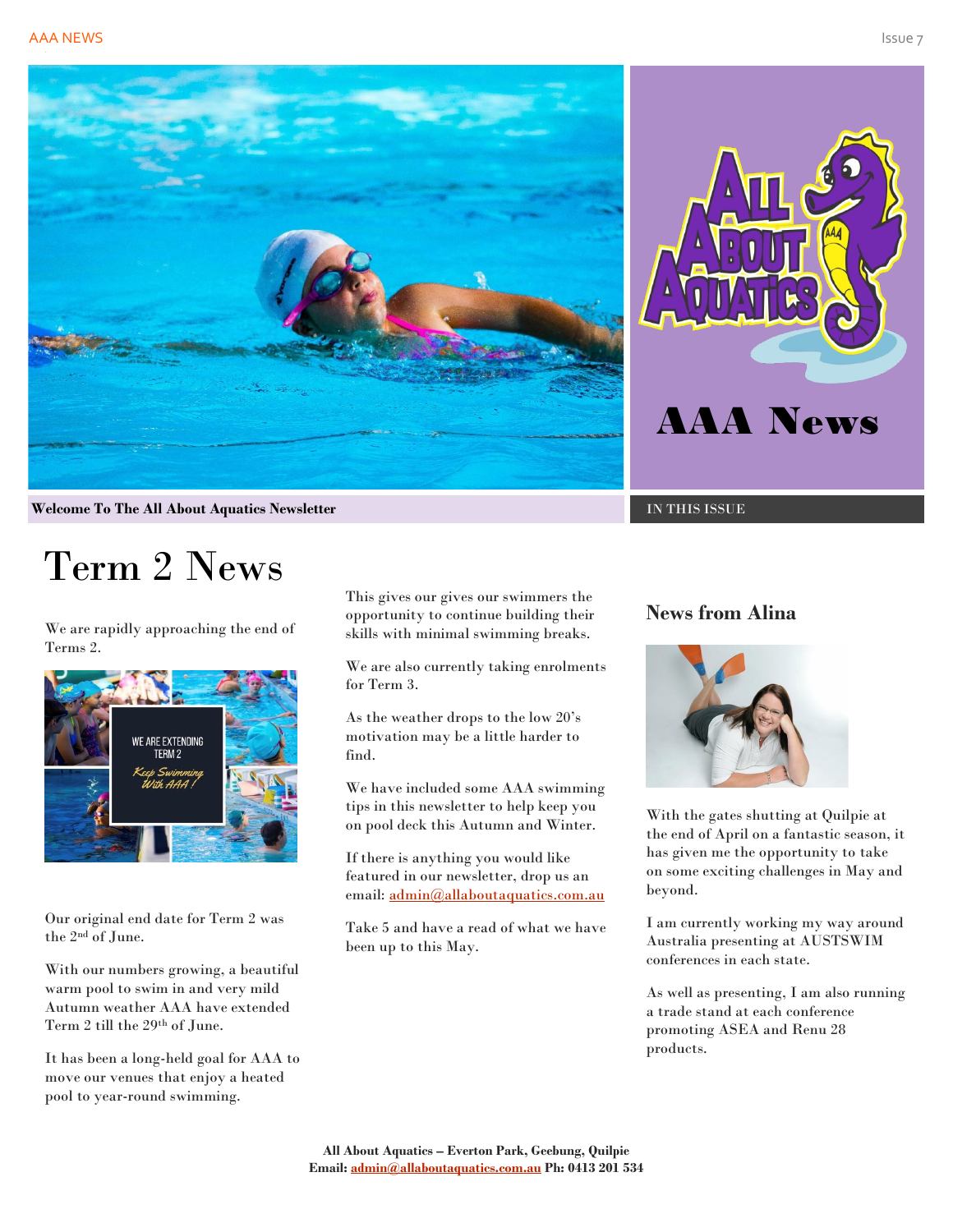# AAA News

**Welcome To The All About Aquatics Newsletter**

IN THIS ISSUE

# Term 2 News

We are rapidly approaching the end of Terms 2.

WE ARE EXTENDING TERM 2

*Keep Swimming With AAA!*

Our original end date for Term 2 was the 2nd of June.

With our numbers growing, a beautiful warm pool to swim in and very mild Autumn weather AAA have extended Term 2 till the 29th of June.

It has been a long-held goal for AAA to move our venues that enjoy a heated pool to year-round swimming.

This gives our gives our swimmers the opportunity to continue building their skills with minimal swimming breaks.

We are also currently taking enrolments for Term 3.

As the weather drops to the low 20's motivation may be a little harder to find.

We have included some AAA swimming tips in this newsletter to help keep you on pool deck this Autumn and Winter.

If there is anything you would like featured in our newsletter, drop us an email: admin@allaboutaquatics.com.au

Take 5 and have a read of what we have been up to this May.

## News from Alina

With the gates shutting at Quilpie at the end of April on a fantastic season, it has given me the opportunity to take on some exciting challenges in May and beyond.

I am currently working my way around Australia presenting at AUSTSWIM conferences in each state.

As well as presenting, I am also running a trade stand at each conference promoting ASEA and Renu 28 products.

**All About Aquatics – Everton Park, Geebung, Quilpie**
**Email: admin@allaboutaquatics.com.au Ph: 0413 201 534**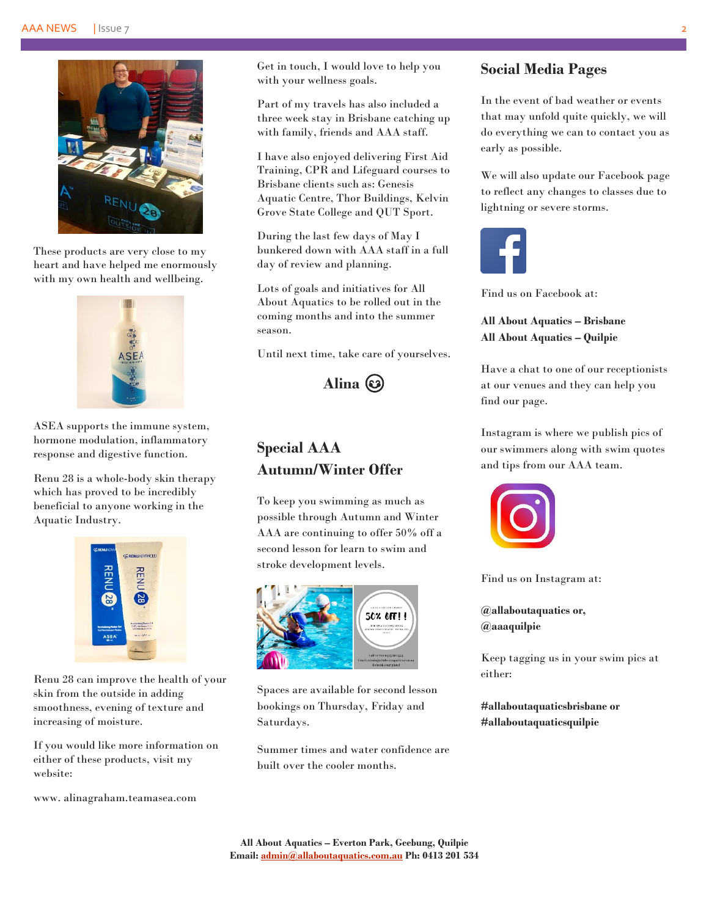These products are very close to my heart and have helped me enormously with my own health and wellbeing.

ASEA supports the immune system, hormone modulation, inflammatory response and digestive function.

Renu 28 is a whole-body skin therapy which has proved to be incredibly beneficial to anyone working in the Aquatic Industry.

Renu 28 can improve the health of your skin from the outside in adding smoothness, evening of texture and increasing of moisture.

If you would like more information on either of these products, visit my website:

www. alinagraham.teamasea.com

Get in touch, I would love to help you with your wellness goals.

Part of my travels has also included a three week stay in Brisbane catching up with family, friends and AAA staff.

I have also enjoyed delivering First Aid Training, CPR and Lifeguard courses to Brisbane clients such as: Genesis Aquatic Centre, Thor Buildings, Kelvin Grove State College and QUT Sport.

During the last few days of May I bunkered down with AAA staff in a full day of review and planning.

Lots of goals and initiatives for All About Aquatics to be rolled out in the coming months and into the summer season.

Until next time, take care of yourselves.

**Alina** 😉

## Special AAA Autumn/Winter Offer

To keep you swimming as much as possible through Autumn and Winter AAA are continuing to offer 50% off a second lesson for learn to swim and stroke development levels.

Spaces are available for second lesson bookings on Thursday, Friday and Saturdays.

Summer times and water confidence are built over the cooler months.

## Social Media Pages

In the event of bad weather or events that may unfold quite quickly, we will do everything we can to contact you as early as possible.

We will also update our Facebook page to reflect any changes to classes due to lightning or severe storms.

Find us on Facebook at:

**All About Aquatics – Brisbane**
**All About Aquatics – Quilpie**

Have a chat to one of our receptionists at our venues and they can help you find our page.

Instagram is where we publish pics of our swimmers along with swim quotes and tips from our AAA team.

Find us on Instagram at:

**@allaboutaquatics or,**
**@aaaquilpie**

Keep tagging us in your swim pics at either:

**#allaboutaquaticsbrisbane or**
**#allaboutaquaticsquilpie**

**All About Aquatics – Everton Park, Geebung, Quilpie**
**Email: admin@allaboutaquatics.com.au Ph: 0413 201 534**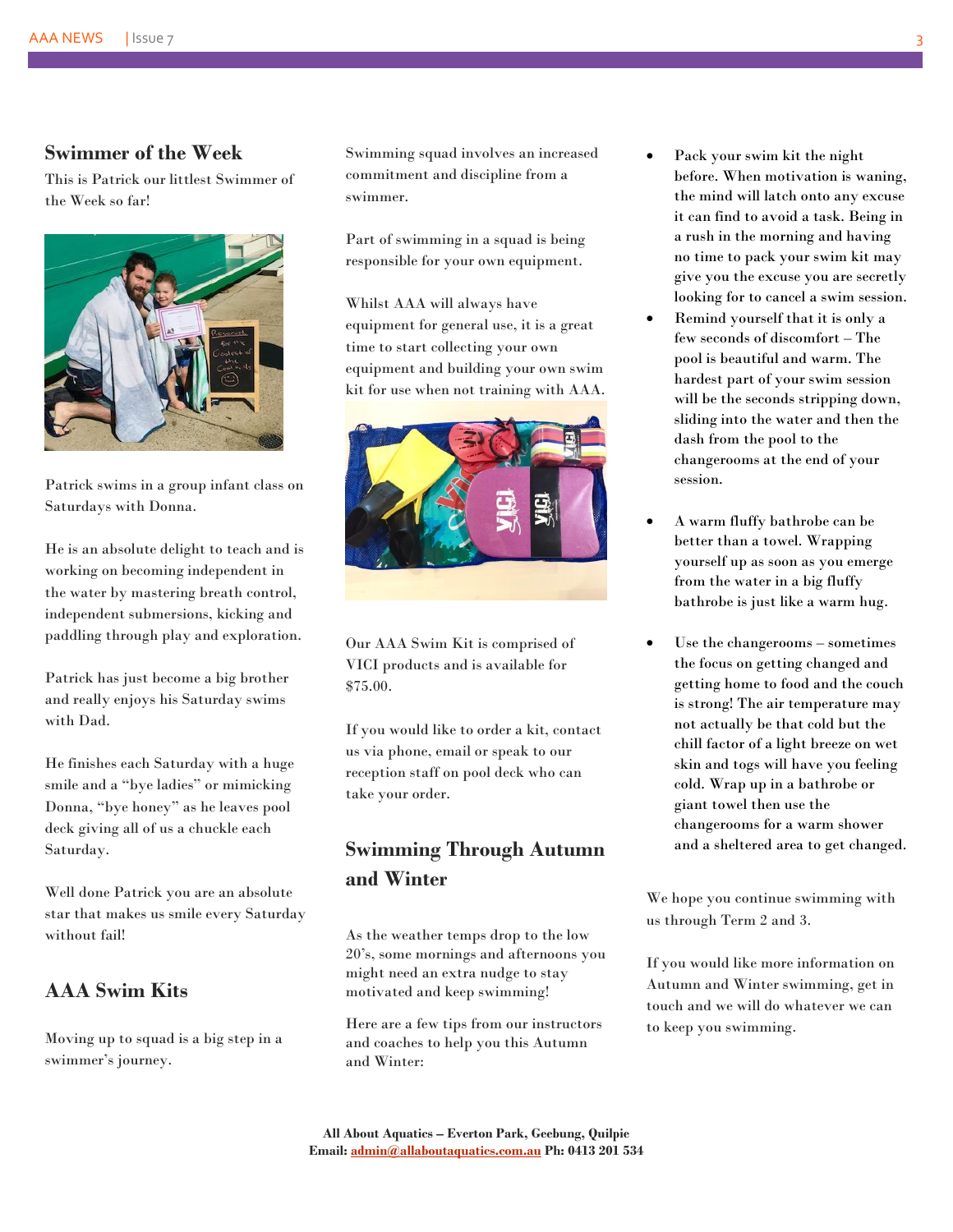## Swimmer of the Week

This is Patrick our littlest Swimmer of the Week so far!

Patrick swims in a group infant class on Saturdays with Donna.

He is an absolute delight to teach and is working on becoming independent in the water by mastering breath control, independent submersions, kicking and paddling through play and exploration.

Patrick has just become a big brother and really enjoys his Saturday swims with Dad.

He finishes each Saturday with a huge smile and a "bye ladies" or mimicking Donna, "bye honey" as he leaves pool deck giving all of us a chuckle each Saturday.

Well done Patrick you are an absolute star that makes us smile every Saturday without fail!

## AAA Swim Kits

Moving up to squad is a big step in a swimmer's journey.

Swimming squad involves an increased commitment and discipline from a swimmer.

Part of swimming in a squad is being responsible for your own equipment.

Whilst AAA will always have equipment for general use, it is a great time to start collecting your own equipment and building your own swim kit for use when not training with AAA.

Our AAA Swim Kit is comprised of VICI products and is available for $75.00.

If you would like to order a kit, contact us via phone, email or speak to our reception staff on pool deck who can take your order.

## Swimming Through Autumn and Winter

As the weather temps drop to the low 20's, some mornings and afternoons you might need an extra nudge to stay motivated and keep swimming!

Here are a few tips from our instructors and coaches to help you this Autumn and Winter:

- Pack your swim kit the night before. When motivation is waning, the mind will latch onto any excuse it can find to avoid a task. Being in a rush in the morning and having no time to pack your swim kit may give you the excuse you are secretly looking for to cancel a swim session.
- Remind yourself that it is only a few seconds of discomfort – The pool is beautiful and warm. The hardest part of your swim session will be the seconds stripping down, sliding into the water and then the dash from the pool to the changerooms at the end of your session.
- A warm fluffy bathrobe can be better than a towel. Wrapping yourself up as soon as you emerge from the water in a big fluffy bathrobe is just like a warm hug.
- Use the changerooms – sometimes the focus on getting changed and getting home to food and the couch is strong! The air temperature may not actually be that cold but the chill factor of a light breeze on wet skin and togs will have you feeling cold. Wrap up in a bathrobe or giant towel then use the changerooms for a warm shower and a sheltered area to get changed.

We hope you continue swimming with us through Term 2 and 3.

If you would like more information on Autumn and Winter swimming, get in touch and we will do whatever we can to keep you swimming.

**All About Aquatics – Everton Park, Geebung, Quilpie**
**Email: admin@allaboutaquatics.com.au Ph: 0413 201 534**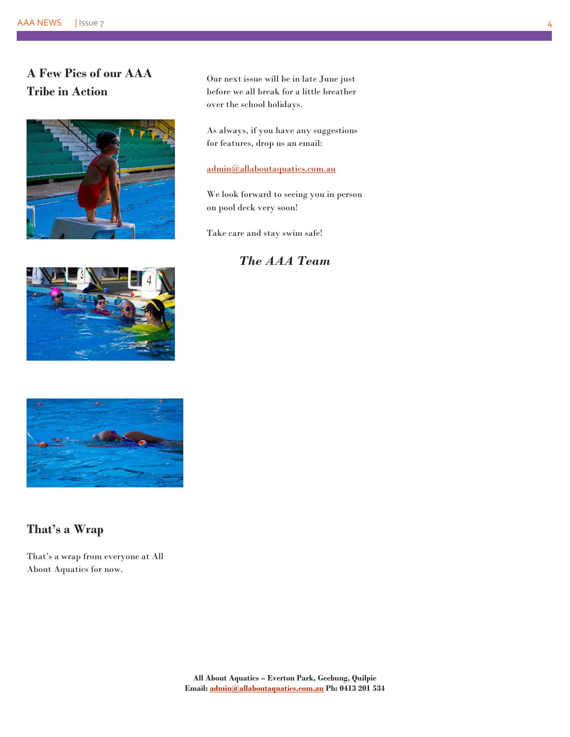## A Few Pics of our AAA Tribe in Action

## That's a Wrap

That's a wrap from everyone at All About Aquatics for now.

Our next issue will be in late June just before we all break for a little breather over the school holidays.

As always, if you have any suggestions for features, drop us an email:

admin@allaboutaquatics.com.au

We look forward to seeing you in person on pool deck very soon!

Take care and stay swim safe!

***The AAA Team***

**All About Aquatics – Everton Park, Geebung, Quilpie**
**Email: admin@allaboutaquatics.com.au Ph: 0413 201 534**